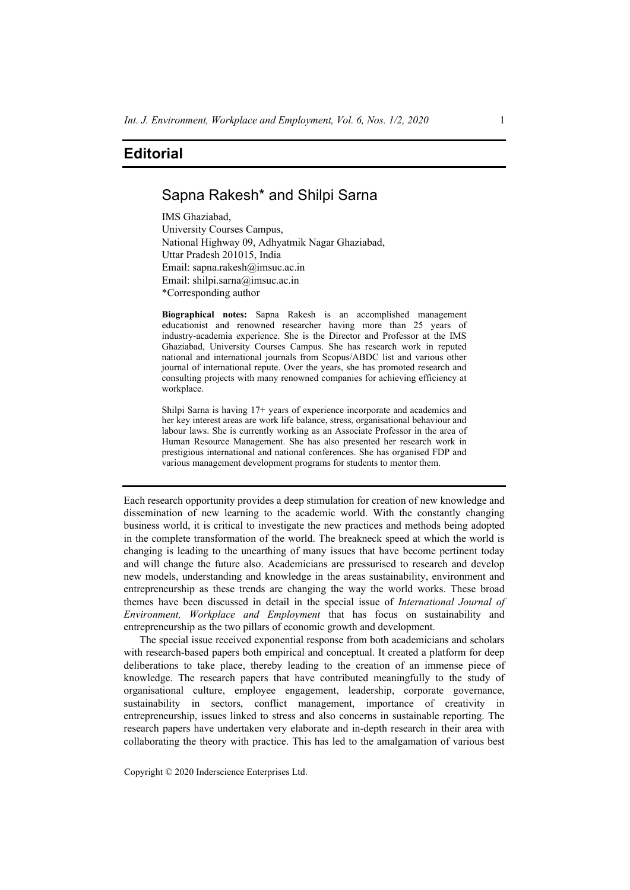# Editorial

## Sapna Rakesh* and Shilpi Sarna

IMS Ghaziabad,  
University Courses Campus,  
National Highway 09, Adhyatmik Nagar Ghaziabad,  
Uttar Pradesh 201015, India  
Email: sapna.rakesh@imsuc.ac.in  
Email: shilpi.sarna@imsuc.ac.in  
*Corresponding author

**Biographical notes:** Sapna Rakesh is an accomplished management educationist and renowned researcher having more than 25 years of industry-academia experience. She is the Director and Professor at the IMS Ghaziabad, University Courses Campus. She has research work in reputed national and international journals from Scopus/ABDC list and various other journal of international repute. Over the years, she has promoted research and consulting projects with many renowned companies for achieving efficiency at workplace.

Shilpi Sarna is having 17+ years of experience incorporate and academics and her key interest areas are work life balance, stress, organisational behaviour and labour laws. She is currently working as an Associate Professor in the area of Human Resource Management. She has also presented her research work in prestigious international and national conferences. She has organised FDP and various management development programs for students to mentor them.

---

Each research opportunity provides a deep stimulation for creation of new knowledge and dissemination of new learning to the academic world. With the constantly changing business world, it is critical to investigate the new practices and methods being adopted in the complete transformation of the world. The breakneck speed at which the world is changing is leading to the unearthing of many issues that have become pertinent today and will change the future also. Academicians are pressurised to research and develop new models, understanding and knowledge in the areas sustainability, environment and entrepreneurship as these trends are changing the way the world works. These broad themes have been discussed in detail in the special issue of *International Journal of Environment, Workplace and Employment* that has focus on sustainability and entrepreneurship as the two pillars of economic growth and development.

The special issue received exponential response from both academicians and scholars with research-based papers both empirical and conceptual. It created a platform for deep deliberations to take place, thereby leading to the creation of an immense piece of knowledge. The research papers that have contributed meaningfully to the study of organisational culture, employee engagement, leadership, corporate governance, sustainability in sectors, conflict management, importance of creativity in entrepreneurship, issues linked to stress and also concerns in sustainable reporting. The research papers have undertaken very elaborate and in-depth research in their area with collaborating the theory with practice. This has led to the amalgamation of various best

Copyright © 2020 Inderscience Enterprises Ltd.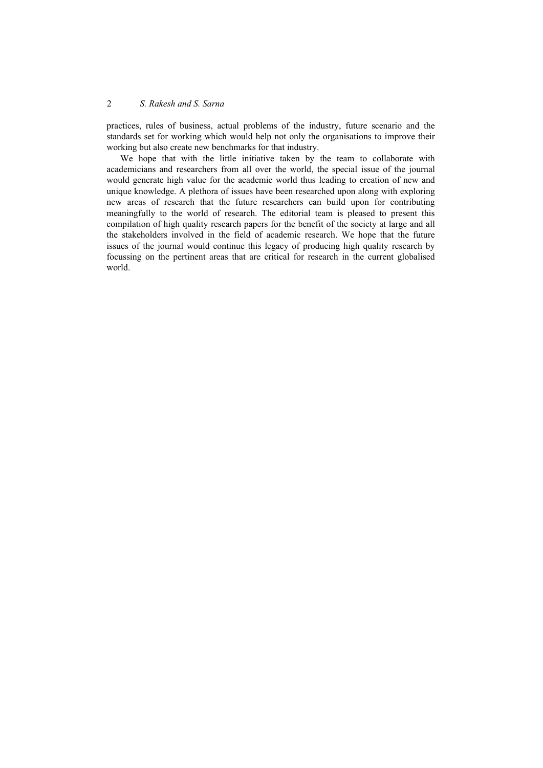practices, rules of business, actual problems of the industry, future scenario and the standards set for working which would help not only the organisations to improve their working but also create new benchmarks for that industry.

We hope that with the little initiative taken by the team to collaborate with academicians and researchers from all over the world, the special issue of the journal would generate high value for the academic world thus leading to creation of new and unique knowledge. A plethora of issues have been researched upon along with exploring new areas of research that the future researchers can build upon for contributing meaningfully to the world of research. The editorial team is pleased to present this compilation of high quality research papers for the benefit of the society at large and all the stakeholders involved in the field of academic research. We hope that the future issues of the journal would continue this legacy of producing high quality research by focussing on the pertinent areas that are critical for research in the current globalised world.